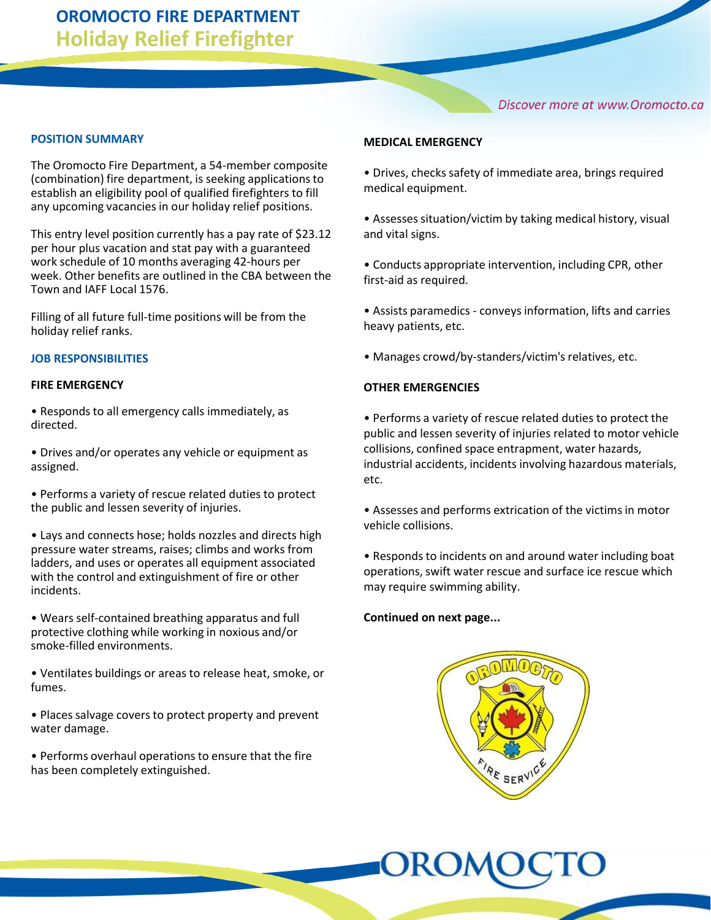# OROMOCTO FIRE DEPARTMENT
## Holiday Relief Firefighter

*Discover more at www.Oromocto.ca*

### POSITION SUMMARY

The Oromocto Fire Department, a 54-member composite (combination) fire department, is seeking applications to establish an eligibility pool of qualified firefighters to fill any upcoming vacancies in our holiday relief positions.

This entry level position currently has a pay rate of $23.12 per hour plus vacation and stat pay with a guaranteed work schedule of 10 months averaging 42-hours per week. Other benefits are outlined in the CBA between the Town and IAFF Local 1576.

Filling of all future full-time positions will be from the holiday relief ranks.

### JOB RESPONSIBILITIES

**FIRE EMERGENCY**

- Responds to all emergency calls immediately, as directed.
- Drives and/or operates any vehicle or equipment as assigned.
- Performs a variety of rescue related duties to protect the public and lessen severity of injuries.
- Lays and connects hose; holds nozzles and directs high pressure water streams, raises; climbs and works from ladders, and uses or operates all equipment associated with the control and extinguishment of fire or other incidents.
- Wears self-contained breathing apparatus and full protective clothing while working in noxious and/or smoke-filled environments.
- Ventilates buildings or areas to release heat, smoke, or fumes.
- Places salvage covers to protect property and prevent water damage.
- Performs overhaul operations to ensure that the fire has been completely extinguished.

**MEDICAL EMERGENCY**

- Drives, checks safety of immediate area, brings required medical equipment.
- Assesses situation/victim by taking medical history, visual and vital signs.
- Conducts appropriate intervention, including CPR, other first-aid as required.
- Assists paramedics - conveys information, lifts and carries heavy patients, etc.
- Manages crowd/by-standers/victim's relatives, etc.

**OTHER EMERGENCIES**

- Performs a variety of rescue related duties to protect the public and lessen severity of injuries related to motor vehicle collisions, confined space entrapment, water hazards, industrial accidents, incidents involving hazardous materials, etc.
- Assesses and performs extrication of the victims in motor vehicle collisions.
- Responds to incidents on and around water including boat operations, swift water rescue and surface ice rescue which may require swimming ability.

**Continued on next page...**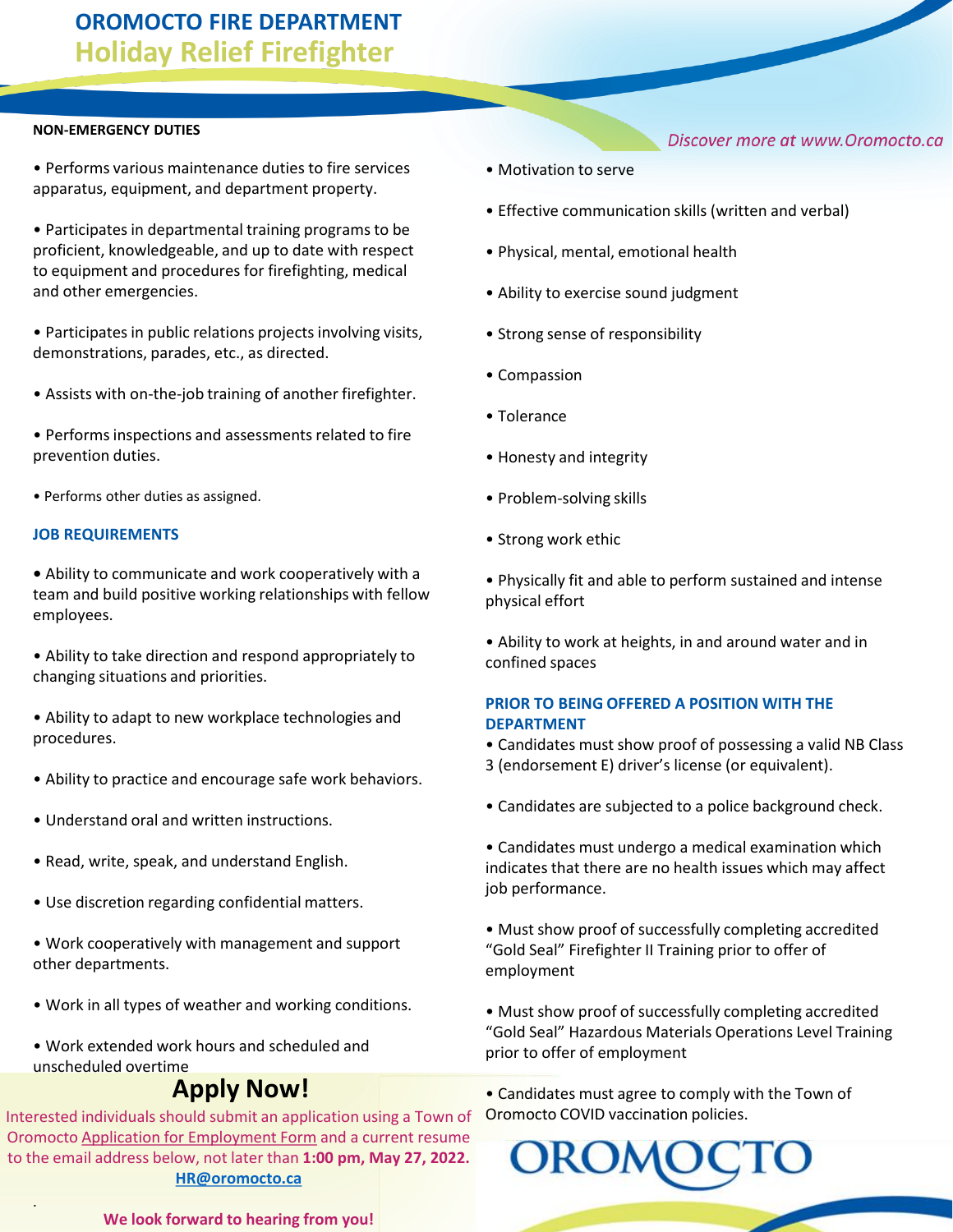# OROMOCTO FIRE DEPARTMENT
## Holiday Relief Firefighter

*Discover more at www.Oromocto.ca*

**NON-EMERGENCY DUTIES**

- Performs various maintenance duties to fire services apparatus, equipment, and department property.
- Participates in departmental training programs to be proficient, knowledgeable, and up to date with respect to equipment and procedures for firefighting, medical and other emergencies.
- Participates in public relations projects involving visits, demonstrations, parades, etc., as directed.
- Assists with on-the-job training of another firefighter.
- Performs inspections and assessments related to fire prevention duties.
- Performs other duties as assigned.

### JOB REQUIREMENTS

- Ability to communicate and work cooperatively with a team and build positive working relationships with fellow employees.
- Ability to take direction and respond appropriately to changing situations and priorities.
- Ability to adapt to new workplace technologies and procedures.
- Ability to practice and encourage safe work behaviors.
- Understand oral and written instructions.
- Read, write, speak, and understand English.
- Use discretion regarding confidential matters.
- Work cooperatively with management and support other departments.
- Work in all types of weather and working conditions.
- Work extended work hours and scheduled and unscheduled overtime
- Motivation to serve
- Effective communication skills (written and verbal)
- Physical, mental, emotional health
- Ability to exercise sound judgment
- Strong sense of responsibility
- Compassion
- Tolerance
- Honesty and integrity
- Problem-solving skills
- Strong work ethic
- Physically fit and able to perform sustained and intense physical effort
- Ability to work at heights, in and around water and in confined spaces

### PRIOR TO BEING OFFERED A POSITION WITH THE DEPARTMENT

- Candidates must show proof of possessing a valid NB Class 3 (endorsement E) driver's license (or equivalent).
- Candidates are subjected to a police background check.
- Candidates must undergo a medical examination which indicates that there are no health issues which may affect job performance.
- Must show proof of successfully completing accredited "Gold Seal" Firefighter II Training prior to offer of employment
- Must show proof of successfully completing accredited "Gold Seal" Hazardous Materials Operations Level Training prior to offer of employment
- Candidates must agree to comply with the Town of Oromocto COVID vaccination policies.

## Apply Now!

Interested individuals should submit an application using a Town of Oromocto Application for Employment Form and a current resume to the email address below, not later than **1:00 pm, May 27, 2022.**

**HR@oromocto.ca**

**We look forward to hearing from you!**

OROMOCTO